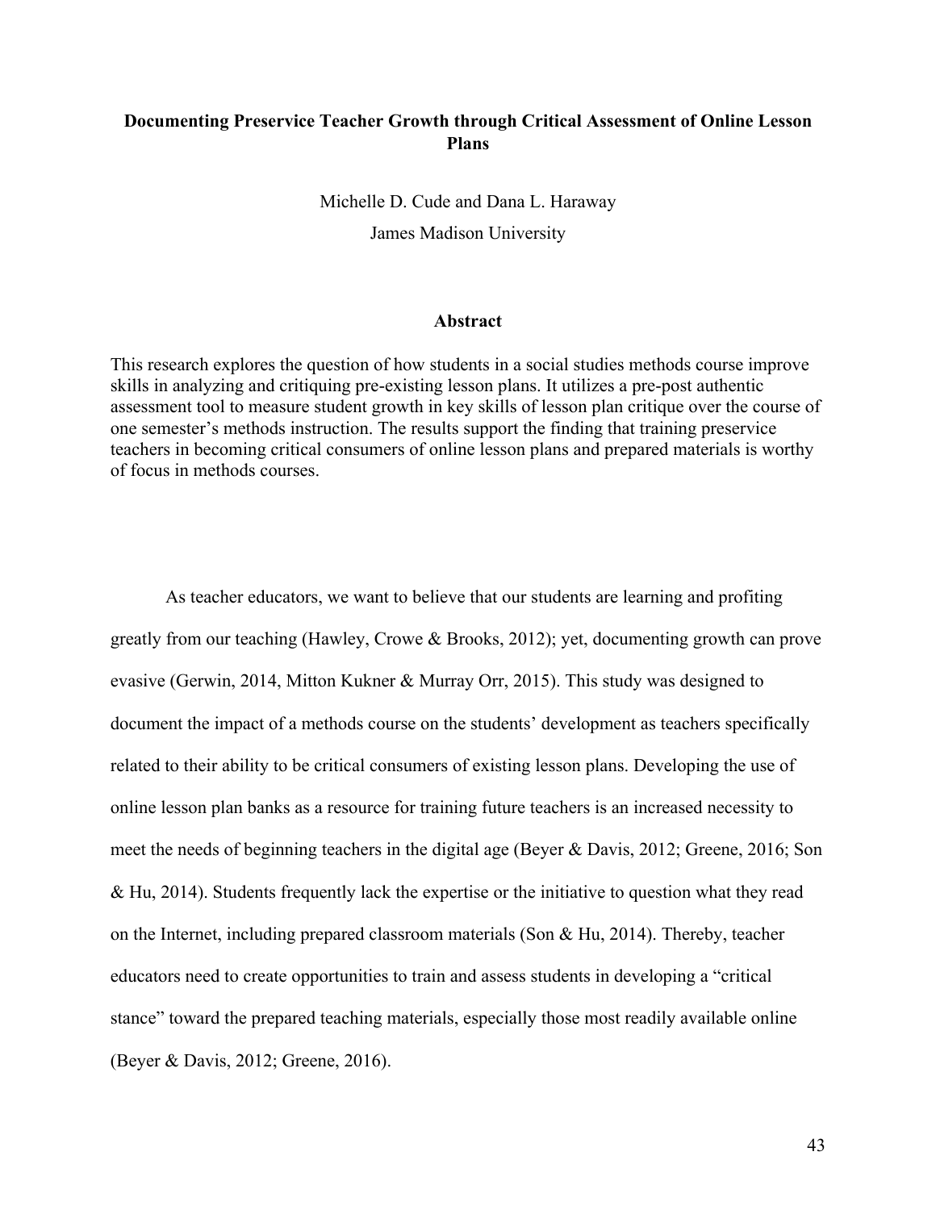# Documenting Preservice Teacher Growth through Critical Assessment of Online Lesson Plans

Michelle D. Cude and Dana L. Haraway

James Madison University

## Abstract

This research explores the question of how students in a social studies methods course improve skills in analyzing and critiquing pre-existing lesson plans. It utilizes a pre-post authentic assessment tool to measure student growth in key skills of lesson plan critique over the course of one semester's methods instruction. The results support the finding that training preservice teachers in becoming critical consumers of online lesson plans and prepared materials is worthy of focus in methods courses.

As teacher educators, we want to believe that our students are learning and profiting greatly from our teaching (Hawley, Crowe & Brooks, 2012); yet, documenting growth can prove evasive (Gerwin, 2014, Mitton Kukner & Murray Orr, 2015). This study was designed to document the impact of a methods course on the students' development as teachers specifically related to their ability to be critical consumers of existing lesson plans. Developing the use of online lesson plan banks as a resource for training future teachers is an increased necessity to meet the needs of beginning teachers in the digital age (Beyer & Davis, 2012; Greene, 2016; Son & Hu, 2014). Students frequently lack the expertise or the initiative to question what they read on the Internet, including prepared classroom materials (Son & Hu, 2014). Thereby, teacher educators need to create opportunities to train and assess students in developing a "critical stance" toward the prepared teaching materials, especially those most readily available online (Beyer & Davis, 2012; Greene, 2016).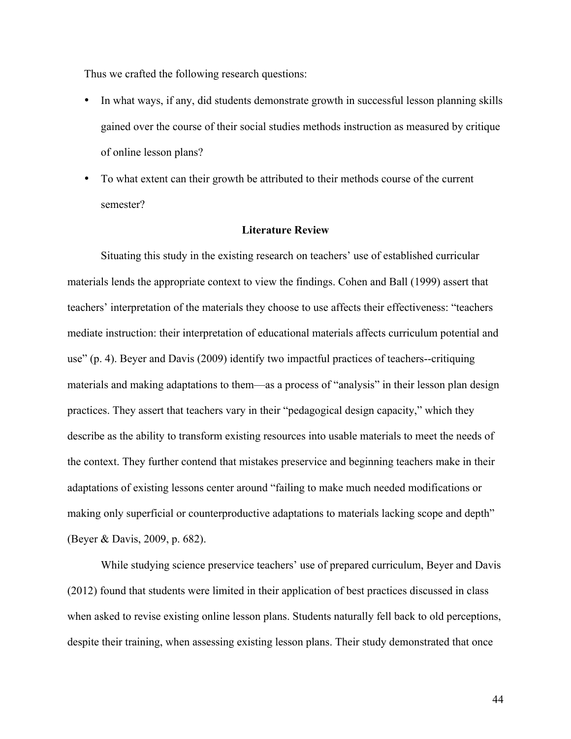Thus we crafted the following research questions:

- In what ways, if any, did students demonstrate growth in successful lesson planning skills gained over the course of their social studies methods instruction as measured by critique of online lesson plans?
- To what extent can their growth be attributed to their methods course of the current semester?

## Literature Review

Situating this study in the existing research on teachers' use of established curricular materials lends the appropriate context to view the findings. Cohen and Ball (1999) assert that teachers' interpretation of the materials they choose to use affects their effectiveness: "teachers mediate instruction: their interpretation of educational materials affects curriculum potential and use" (p. 4). Beyer and Davis (2009) identify two impactful practices of teachers--critiquing materials and making adaptations to them—as a process of "analysis" in their lesson plan design practices. They assert that teachers vary in their "pedagogical design capacity," which they describe as the ability to transform existing resources into usable materials to meet the needs of the context. They further contend that mistakes preservice and beginning teachers make in their adaptations of existing lessons center around "failing to make much needed modifications or making only superficial or counterproductive adaptations to materials lacking scope and depth" (Beyer & Davis, 2009, p. 682).

While studying science preservice teachers' use of prepared curriculum, Beyer and Davis (2012) found that students were limited in their application of best practices discussed in class when asked to revise existing online lesson plans. Students naturally fell back to old perceptions, despite their training, when assessing existing lesson plans. Their study demonstrated that once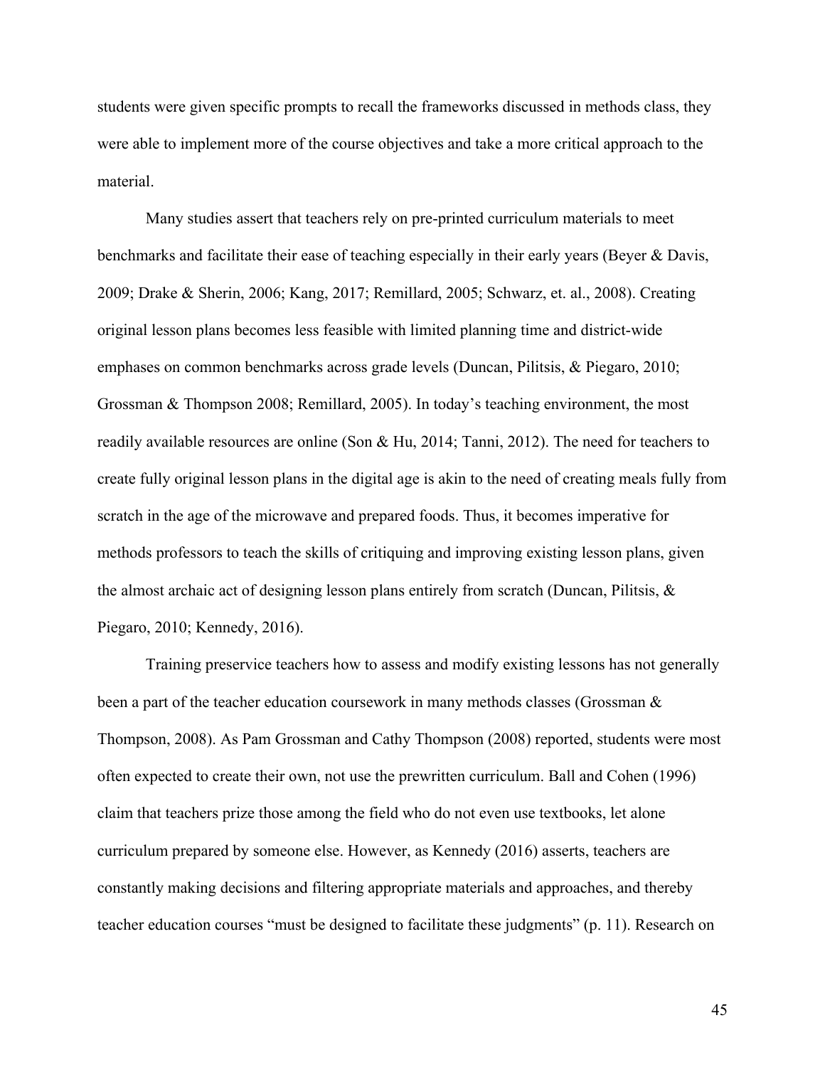students were given specific prompts to recall the frameworks discussed in methods class, they were able to implement more of the course objectives and take a more critical approach to the material.

Many studies assert that teachers rely on pre-printed curriculum materials to meet benchmarks and facilitate their ease of teaching especially in their early years (Beyer & Davis, 2009; Drake & Sherin, 2006; Kang, 2017; Remillard, 2005; Schwarz, et. al., 2008). Creating original lesson plans becomes less feasible with limited planning time and district-wide emphases on common benchmarks across grade levels (Duncan, Pilitsis, & Piegaro, 2010; Grossman & Thompson 2008; Remillard, 2005). In today's teaching environment, the most readily available resources are online (Son & Hu, 2014; Tanni, 2012). The need for teachers to create fully original lesson plans in the digital age is akin to the need of creating meals fully from scratch in the age of the microwave and prepared foods. Thus, it becomes imperative for methods professors to teach the skills of critiquing and improving existing lesson plans, given the almost archaic act of designing lesson plans entirely from scratch (Duncan, Pilitsis, & Piegaro, 2010; Kennedy, 2016).

Training preservice teachers how to assess and modify existing lessons has not generally been a part of the teacher education coursework in many methods classes (Grossman & Thompson, 2008). As Pam Grossman and Cathy Thompson (2008) reported, students were most often expected to create their own, not use the prewritten curriculum. Ball and Cohen (1996) claim that teachers prize those among the field who do not even use textbooks, let alone curriculum prepared by someone else. However, as Kennedy (2016) asserts, teachers are constantly making decisions and filtering appropriate materials and approaches, and thereby teacher education courses "must be designed to facilitate these judgments" (p. 11). Research on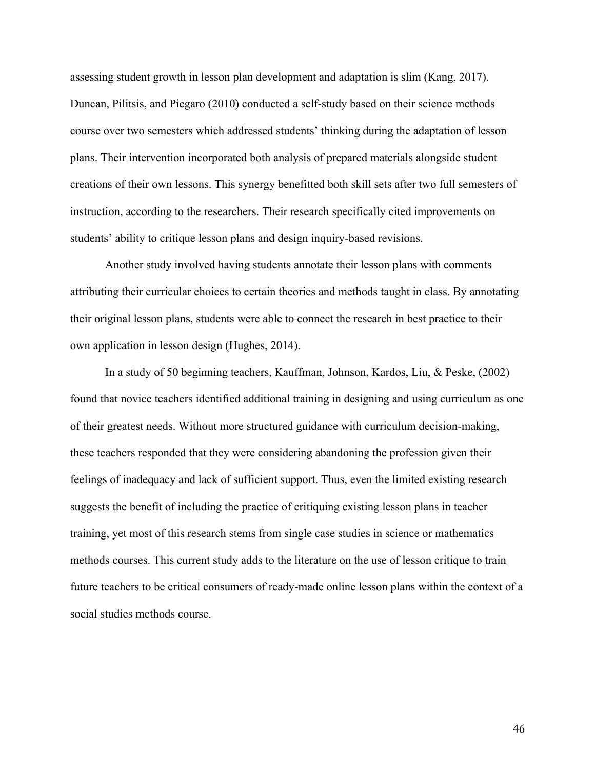assessing student growth in lesson plan development and adaptation is slim (Kang, 2017). Duncan, Pilitsis, and Piegaro (2010) conducted a self-study based on their science methods course over two semesters which addressed students' thinking during the adaptation of lesson plans. Their intervention incorporated both analysis of prepared materials alongside student creations of their own lessons. This synergy benefitted both skill sets after two full semesters of instruction, according to the researchers. Their research specifically cited improvements on students' ability to critique lesson plans and design inquiry-based revisions.

Another study involved having students annotate their lesson plans with comments attributing their curricular choices to certain theories and methods taught in class. By annotating their original lesson plans, students were able to connect the research in best practice to their own application in lesson design (Hughes, 2014).

In a study of 50 beginning teachers, Kauffman, Johnson, Kardos, Liu, & Peske, (2002) found that novice teachers identified additional training in designing and using curriculum as one of their greatest needs. Without more structured guidance with curriculum decision-making, these teachers responded that they were considering abandoning the profession given their feelings of inadequacy and lack of sufficient support. Thus, even the limited existing research suggests the benefit of including the practice of critiquing existing lesson plans in teacher training, yet most of this research stems from single case studies in science or mathematics methods courses. This current study adds to the literature on the use of lesson critique to train future teachers to be critical consumers of ready-made online lesson plans within the context of a social studies methods course.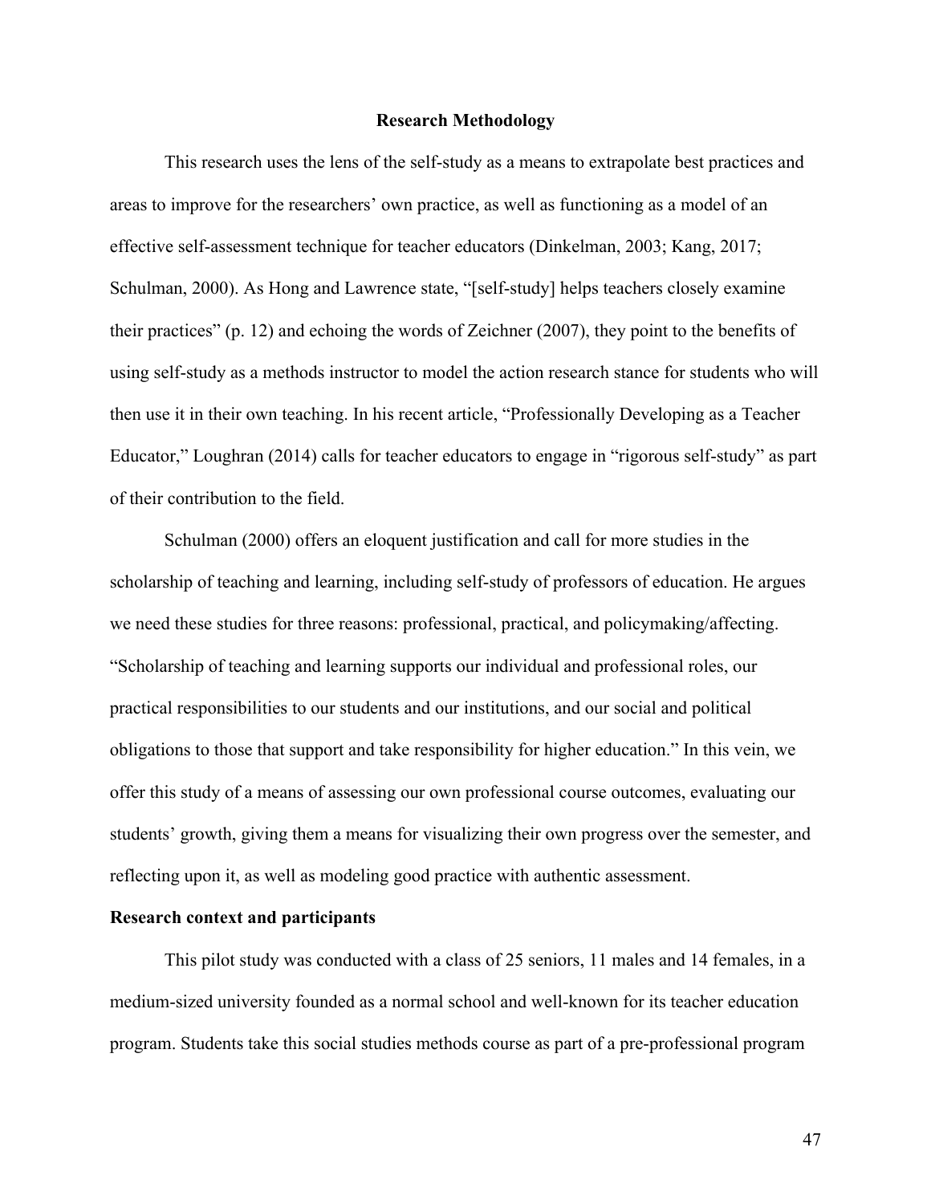## Research Methodology

This research uses the lens of the self-study as a means to extrapolate best practices and areas to improve for the researchers' own practice, as well as functioning as a model of an effective self-assessment technique for teacher educators (Dinkelman, 2003; Kang, 2017; Schulman, 2000). As Hong and Lawrence state, "[self-study] helps teachers closely examine their practices" (p. 12) and echoing the words of Zeichner (2007), they point to the benefits of using self-study as a methods instructor to model the action research stance for students who will then use it in their own teaching. In his recent article, "Professionally Developing as a Teacher Educator," Loughran (2014) calls for teacher educators to engage in "rigorous self-study" as part of their contribution to the field.

Schulman (2000) offers an eloquent justification and call for more studies in the scholarship of teaching and learning, including self-study of professors of education. He argues we need these studies for three reasons: professional, practical, and policymaking/affecting. "Scholarship of teaching and learning supports our individual and professional roles, our practical responsibilities to our students and our institutions, and our social and political obligations to those that support and take responsibility for higher education." In this vein, we offer this study of a means of assessing our own professional course outcomes, evaluating our students' growth, giving them a means for visualizing their own progress over the semester, and reflecting upon it, as well as modeling good practice with authentic assessment.

### Research context and participants

This pilot study was conducted with a class of 25 seniors, 11 males and 14 females, in a medium-sized university founded as a normal school and well-known for its teacher education program. Students take this social studies methods course as part of a pre-professional program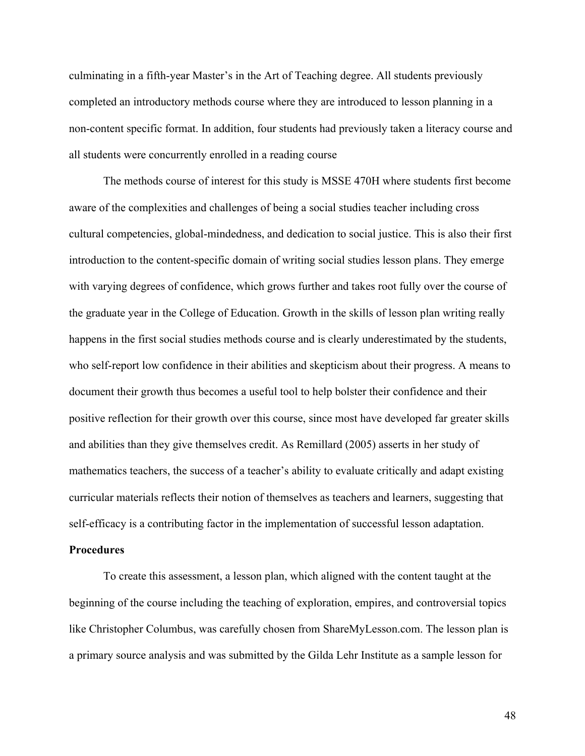culminating in a fifth-year Master's in the Art of Teaching degree. All students previously completed an introductory methods course where they are introduced to lesson planning in a non-content specific format. In addition, four students had previously taken a literacy course and all students were concurrently enrolled in a reading course

The methods course of interest for this study is MSSE 470H where students first become aware of the complexities and challenges of being a social studies teacher including cross cultural competencies, global-mindedness, and dedication to social justice. This is also their first introduction to the content-specific domain of writing social studies lesson plans. They emerge with varying degrees of confidence, which grows further and takes root fully over the course of the graduate year in the College of Education. Growth in the skills of lesson plan writing really happens in the first social studies methods course and is clearly underestimated by the students, who self-report low confidence in their abilities and skepticism about their progress. A means to document their growth thus becomes a useful tool to help bolster their confidence and their positive reflection for their growth over this course, since most have developed far greater skills and abilities than they give themselves credit. As Remillard (2005) asserts in her study of mathematics teachers, the success of a teacher's ability to evaluate critically and adapt existing curricular materials reflects their notion of themselves as teachers and learners, suggesting that self-efficacy is a contributing factor in the implementation of successful lesson adaptation.

**Procedures**

To create this assessment, a lesson plan, which aligned with the content taught at the beginning of the course including the teaching of exploration, empires, and controversial topics like Christopher Columbus, was carefully chosen from ShareMyLesson.com. The lesson plan is a primary source analysis and was submitted by the Gilda Lehr Institute as a sample lesson for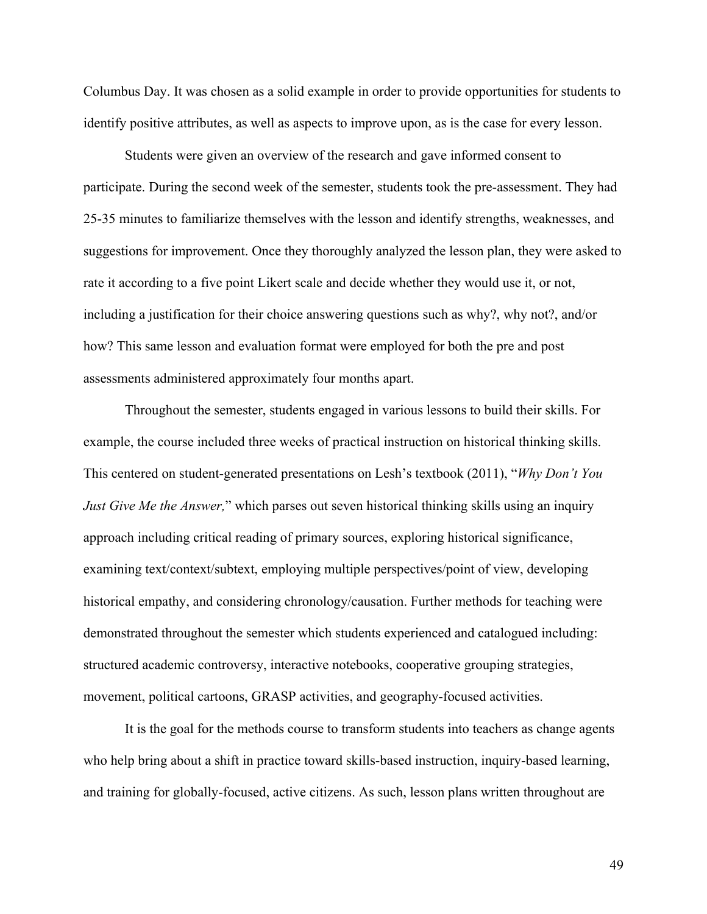Columbus Day. It was chosen as a solid example in order to provide opportunities for students to identify positive attributes, as well as aspects to improve upon, as is the case for every lesson.

Students were given an overview of the research and gave informed consent to participate. During the second week of the semester, students took the pre-assessment. They had 25-35 minutes to familiarize themselves with the lesson and identify strengths, weaknesses, and suggestions for improvement. Once they thoroughly analyzed the lesson plan, they were asked to rate it according to a five point Likert scale and decide whether they would use it, or not, including a justification for their choice answering questions such as why?, why not?, and/or how? This same lesson and evaluation format were employed for both the pre and post assessments administered approximately four months apart.

Throughout the semester, students engaged in various lessons to build their skills. For example, the course included three weeks of practical instruction on historical thinking skills. This centered on student-generated presentations on Lesh's textbook (2011), "*Why Don't You Just Give Me the Answer,*" which parses out seven historical thinking skills using an inquiry approach including critical reading of primary sources, exploring historical significance, examining text/context/subtext, employing multiple perspectives/point of view, developing historical empathy, and considering chronology/causation. Further methods for teaching were demonstrated throughout the semester which students experienced and catalogued including: structured academic controversy, interactive notebooks, cooperative grouping strategies, movement, political cartoons, GRASP activities, and geography-focused activities.

It is the goal for the methods course to transform students into teachers as change agents who help bring about a shift in practice toward skills-based instruction, inquiry-based learning, and training for globally-focused, active citizens. As such, lesson plans written throughout are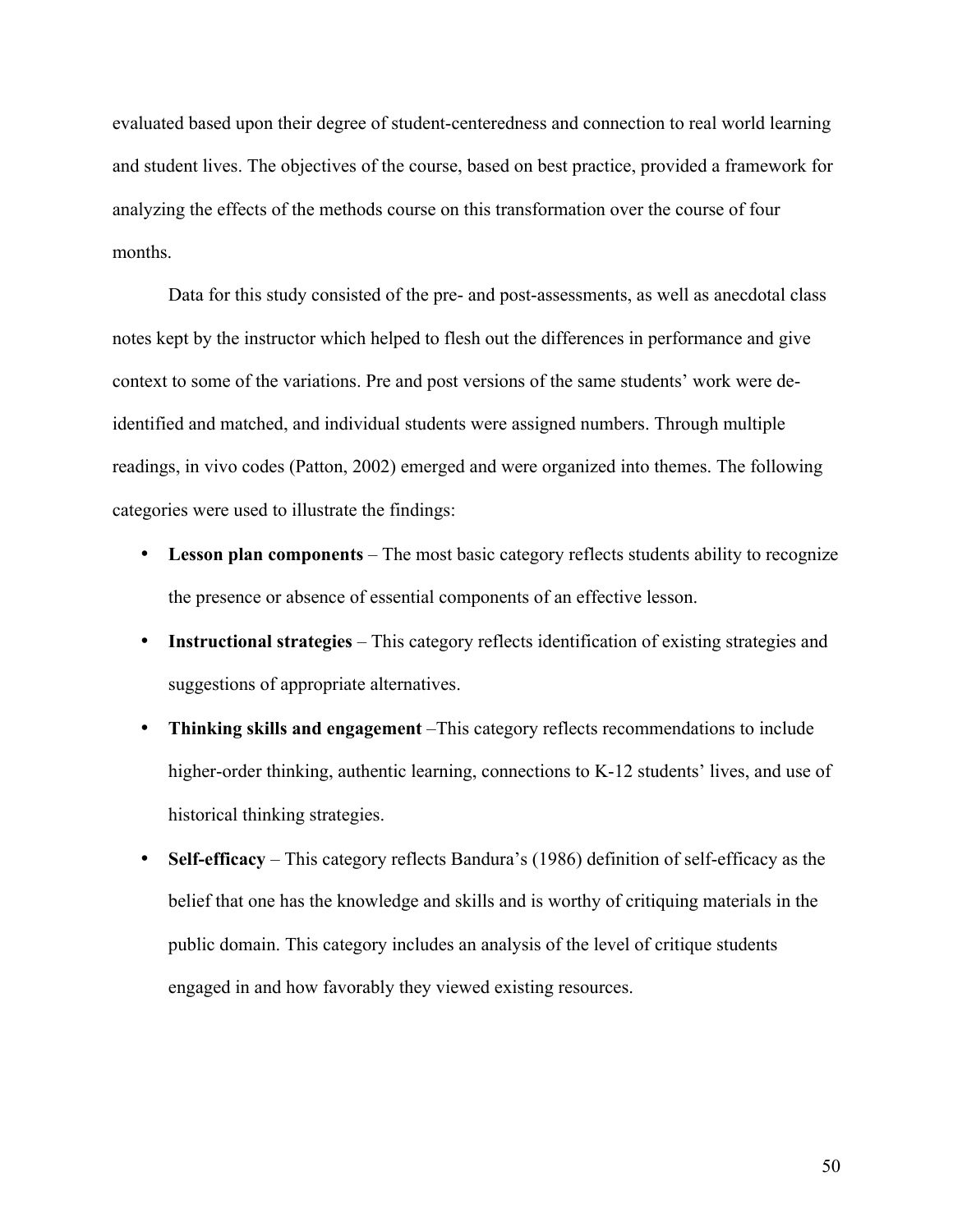evaluated based upon their degree of student-centeredness and connection to real world learning and student lives. The objectives of the course, based on best practice, provided a framework for analyzing the effects of the methods course on this transformation over the course of four months.

Data for this study consisted of the pre- and post-assessments, as well as anecdotal class notes kept by the instructor which helped to flesh out the differences in performance and give context to some of the variations. Pre and post versions of the same students' work were de-identified and matched, and individual students were assigned numbers. Through multiple readings, in vivo codes (Patton, 2002) emerged and were organized into themes. The following categories were used to illustrate the findings:

- **Lesson plan components** – The most basic category reflects students ability to recognize the presence or absence of essential components of an effective lesson.
- **Instructional strategies** – This category reflects identification of existing strategies and suggestions of appropriate alternatives.
- **Thinking skills and engagement** –This category reflects recommendations to include higher-order thinking, authentic learning, connections to K-12 students' lives, and use of historical thinking strategies.
- **Self-efficacy** – This category reflects Bandura's (1986) definition of self-efficacy as the belief that one has the knowledge and skills and is worthy of critiquing materials in the public domain. This category includes an analysis of the level of critique students engaged in and how favorably they viewed existing resources.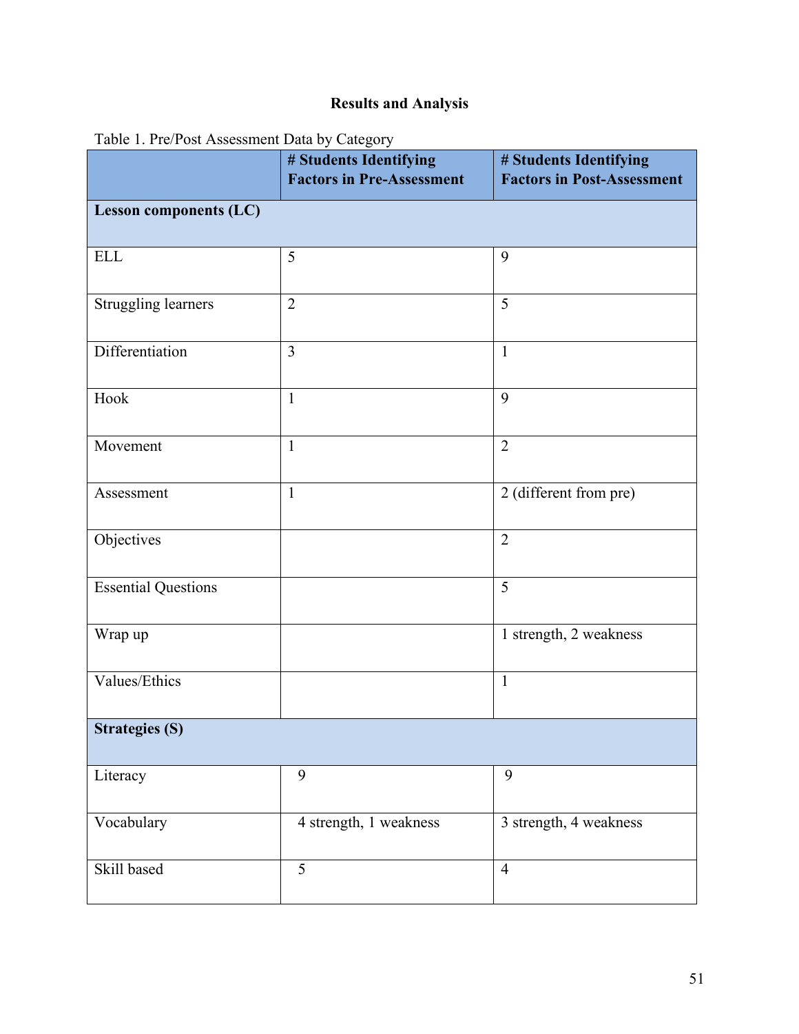# Results and Analysis

Table 1. Pre/Post Assessment Data by Category

| | # Students Identifying Factors in Pre-Assessment | # Students Identifying Factors in Post-Assessment |
|---|---|---|
| **Lesson components (LC)** | | |
| ELL | 5 | 9 |
| Struggling learners | 2 | 5 |
| Differentiation | 3 | 1 |
| Hook | 1 | 9 |
| Movement | 1 | 2 |
| Assessment | 1 | 2 (different from pre) |
| Objectives | | 2 |
| Essential Questions | | 5 |
| Wrap up | | 1 strength, 2 weakness |
| Values/Ethics | | 1 |
| **Strategies (S)** | | |
| Literacy | 9 | 9 |
| Vocabulary | 4 strength, 1 weakness | 3 strength, 4 weakness |
| Skill based | 5 | 4 |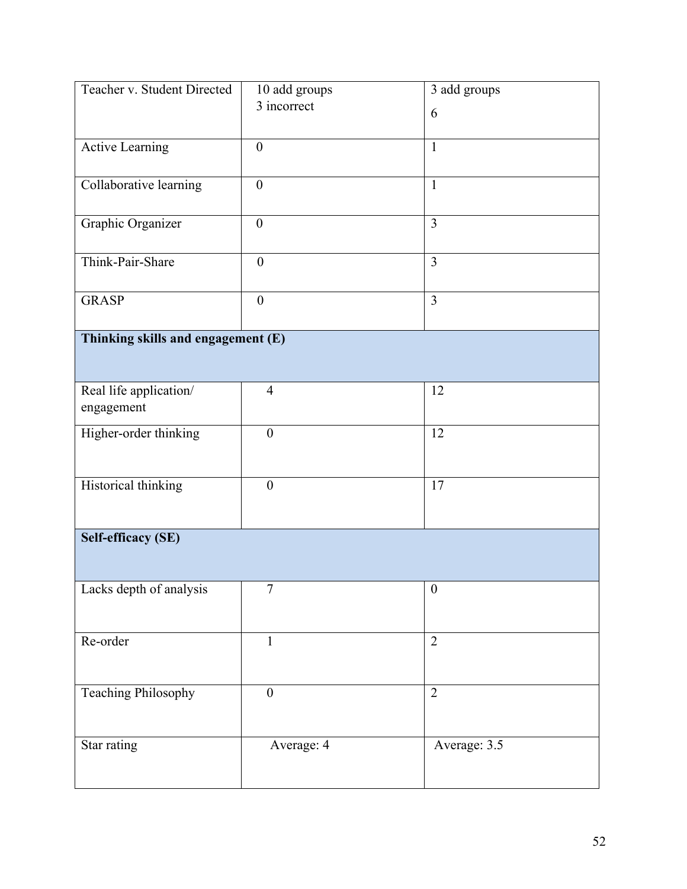| Teacher v. Student Directed | 10 add groups<br>3 incorrect | 3 add groups<br>6 |
|---|---|---|
| Active Learning | 0 | 1 |
| Collaborative learning | 0 | 1 |
| Graphic Organizer | 0 | 3 |
| Think-Pair-Share | 0 | 3 |
| GRASP | 0 | 3 |
| **Thinking skills and engagement (E)** | | |
| Real life application/ engagement | 4 | 12 |
| Higher-order thinking | 0 | 12 |
| Historical thinking | 0 | 17 |
| **Self-efficacy (SE)** | | |
| Lacks depth of analysis | 7 | 0 |
| Re-order | 1 | 2 |
| Teaching Philosophy | 0 | 2 |
| Star rating | Average: 4 | Average: 3.5 |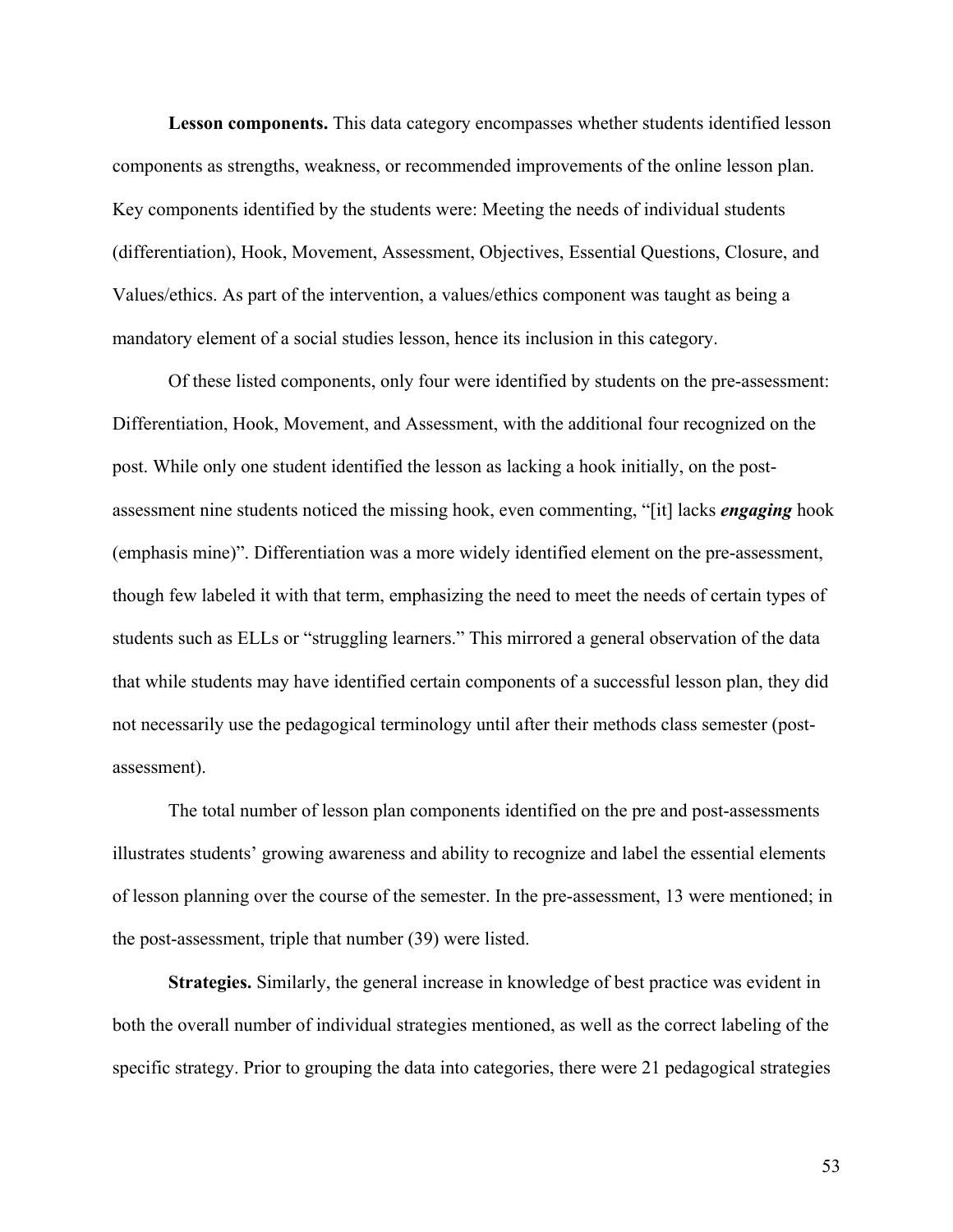**Lesson components.** This data category encompasses whether students identified lesson components as strengths, weakness, or recommended improvements of the online lesson plan. Key components identified by the students were: Meeting the needs of individual students (differentiation), Hook, Movement, Assessment, Objectives, Essential Questions, Closure, and Values/ethics. As part of the intervention, a values/ethics component was taught as being a mandatory element of a social studies lesson, hence its inclusion in this category.

Of these listed components, only four were identified by students on the pre-assessment: Differentiation, Hook, Movement, and Assessment, with the additional four recognized on the post. While only one student identified the lesson as lacking a hook initially, on the post-assessment nine students noticed the missing hook, even commenting, "[it] lacks ***engaging*** hook (emphasis mine)". Differentiation was a more widely identified element on the pre-assessment, though few labeled it with that term, emphasizing the need to meet the needs of certain types of students such as ELLs or "struggling learners." This mirrored a general observation of the data that while students may have identified certain components of a successful lesson plan, they did not necessarily use the pedagogical terminology until after their methods class semester (post-assessment).

The total number of lesson plan components identified on the pre and post-assessments illustrates students' growing awareness and ability to recognize and label the essential elements of lesson planning over the course of the semester. In the pre-assessment, 13 were mentioned; in the post-assessment, triple that number (39) were listed.

**Strategies.** Similarly, the general increase in knowledge of best practice was evident in both the overall number of individual strategies mentioned, as well as the correct labeling of the specific strategy. Prior to grouping the data into categories, there were 21 pedagogical strategies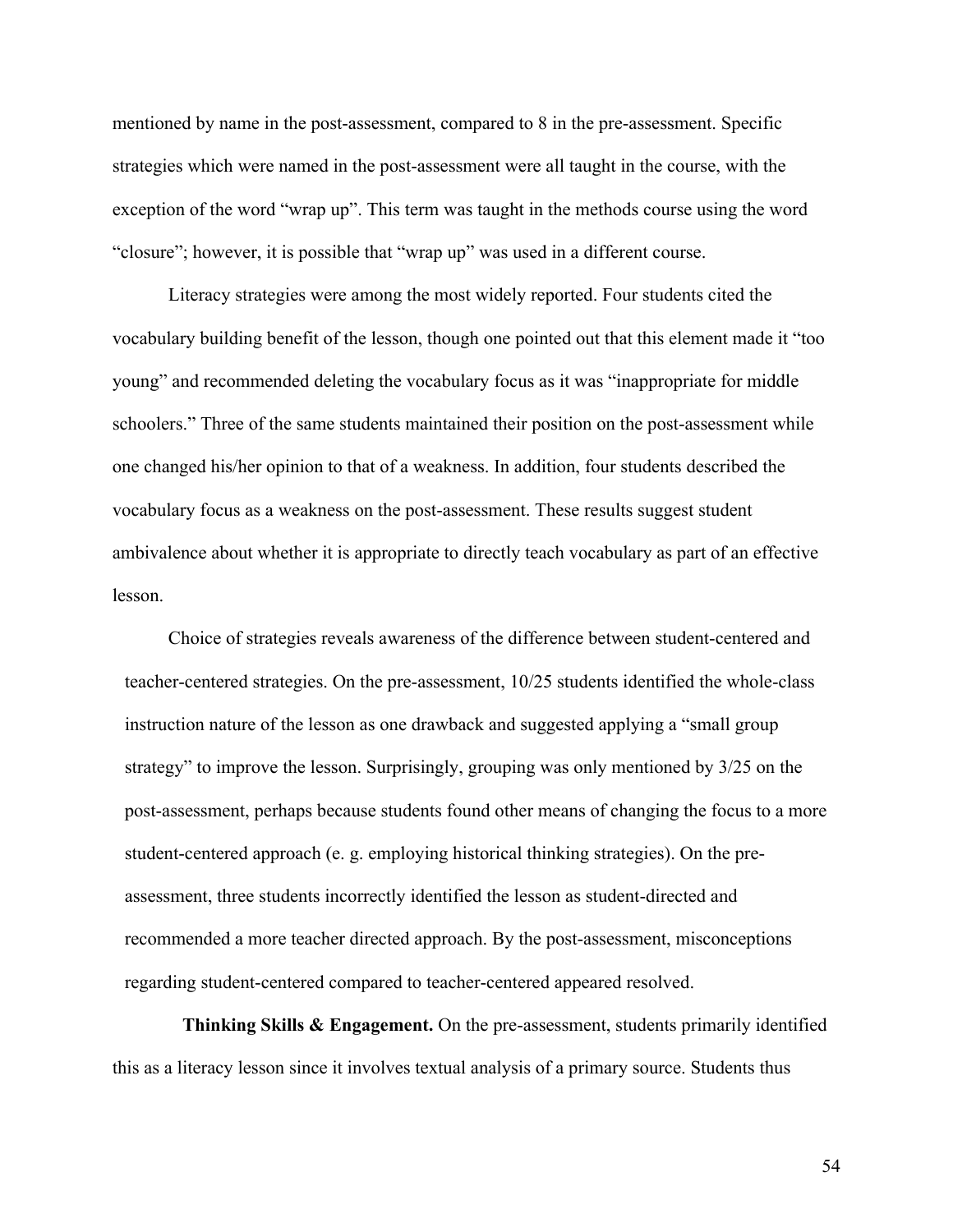mentioned by name in the post-assessment, compared to 8 in the pre-assessment. Specific strategies which were named in the post-assessment were all taught in the course, with the exception of the word "wrap up". This term was taught in the methods course using the word "closure"; however, it is possible that "wrap up" was used in a different course.

Literacy strategies were among the most widely reported. Four students cited the vocabulary building benefit of the lesson, though one pointed out that this element made it "too young" and recommended deleting the vocabulary focus as it was "inappropriate for middle schoolers." Three of the same students maintained their position on the post-assessment while one changed his/her opinion to that of a weakness. In addition, four students described the vocabulary focus as a weakness on the post-assessment. These results suggest student ambivalence about whether it is appropriate to directly teach vocabulary as part of an effective lesson.

Choice of strategies reveals awareness of the difference between student-centered and teacher-centered strategies. On the pre-assessment, 10/25 students identified the whole-class instruction nature of the lesson as one drawback and suggested applying a "small group strategy" to improve the lesson. Surprisingly, grouping was only mentioned by 3/25 on the post-assessment, perhaps because students found other means of changing the focus to a more student-centered approach (e. g. employing historical thinking strategies). On the pre-assessment, three students incorrectly identified the lesson as student-directed and recommended a more teacher directed approach. By the post-assessment, misconceptions regarding student-centered compared to teacher-centered appeared resolved.

**Thinking Skills & Engagement.** On the pre-assessment, students primarily identified this as a literacy lesson since it involves textual analysis of a primary source. Students thus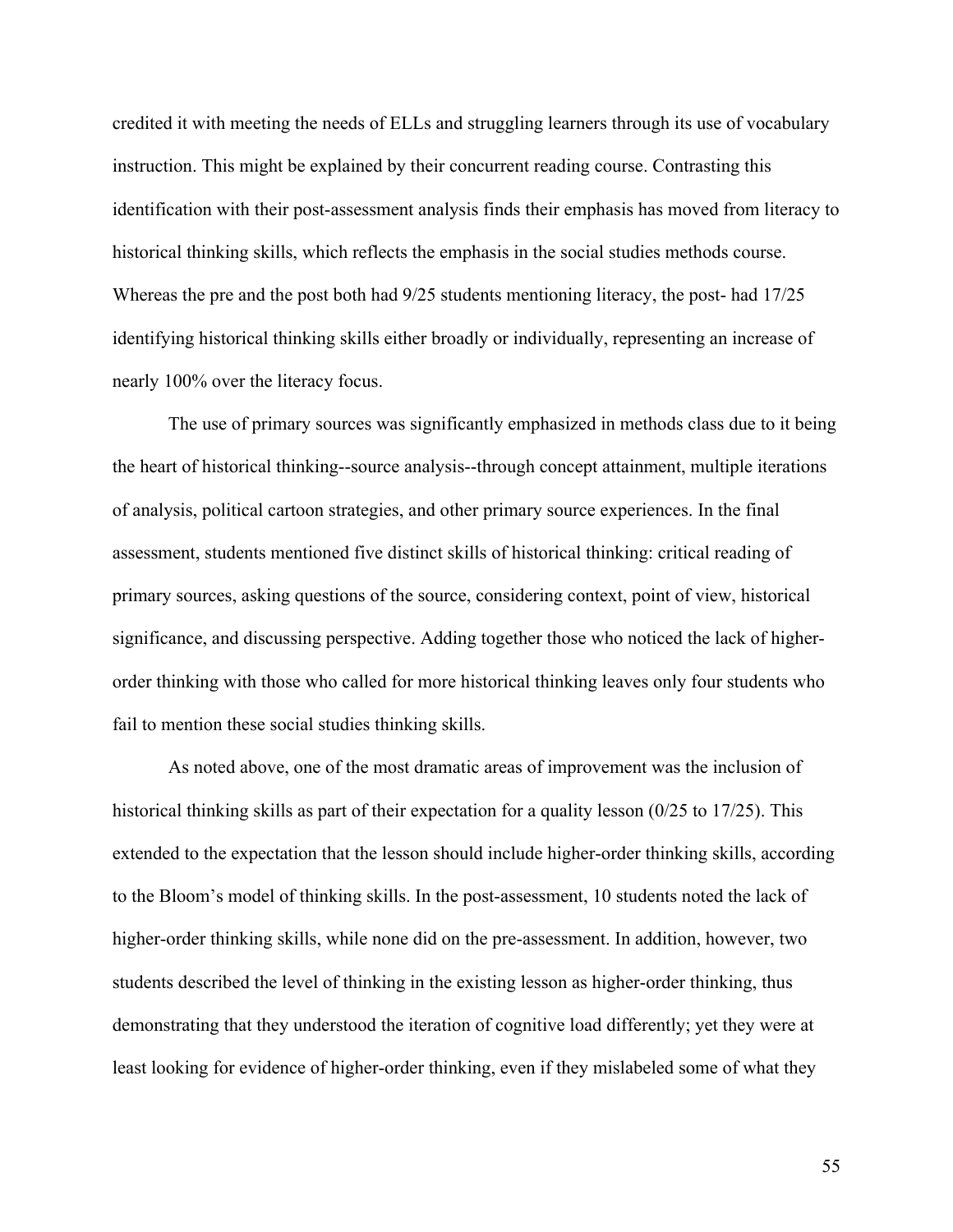credited it with meeting the needs of ELLs and struggling learners through its use of vocabulary instruction. This might be explained by their concurrent reading course. Contrasting this identification with their post-assessment analysis finds their emphasis has moved from literacy to historical thinking skills, which reflects the emphasis in the social studies methods course. Whereas the pre and the post both had 9/25 students mentioning literacy, the post- had 17/25 identifying historical thinking skills either broadly or individually, representing an increase of nearly 100% over the literacy focus.

The use of primary sources was significantly emphasized in methods class due to it being the heart of historical thinking--source analysis--through concept attainment, multiple iterations of analysis, political cartoon strategies, and other primary source experiences. In the final assessment, students mentioned five distinct skills of historical thinking: critical reading of primary sources, asking questions of the source, considering context, point of view, historical significance, and discussing perspective. Adding together those who noticed the lack of higher-order thinking with those who called for more historical thinking leaves only four students who fail to mention these social studies thinking skills.

As noted above, one of the most dramatic areas of improvement was the inclusion of historical thinking skills as part of their expectation for a quality lesson (0/25 to 17/25). This extended to the expectation that the lesson should include higher-order thinking skills, according to the Bloom's model of thinking skills. In the post-assessment, 10 students noted the lack of higher-order thinking skills, while none did on the pre-assessment. In addition, however, two students described the level of thinking in the existing lesson as higher-order thinking, thus demonstrating that they understood the iteration of cognitive load differently; yet they were at least looking for evidence of higher-order thinking, even if they mislabeled some of what they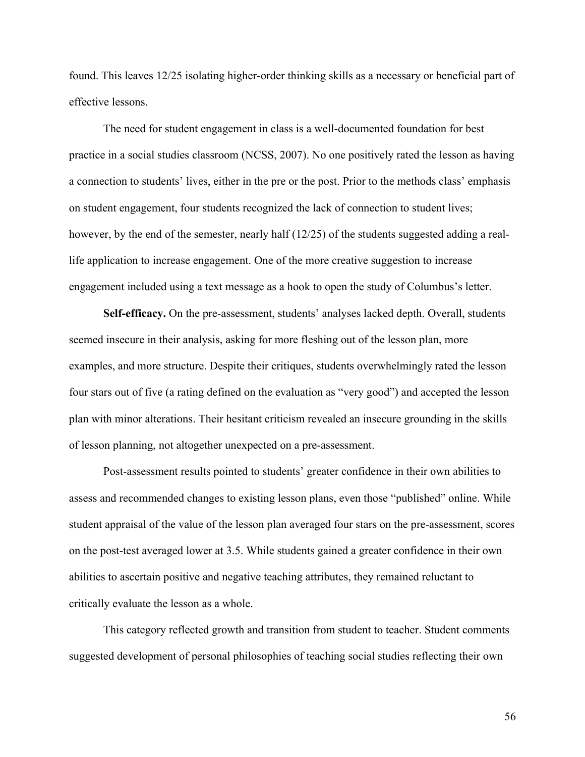found. This leaves 12/25 isolating higher-order thinking skills as a necessary or beneficial part of effective lessons.

The need for student engagement in class is a well-documented foundation for best practice in a social studies classroom (NCSS, 2007). No one positively rated the lesson as having a connection to students' lives, either in the pre or the post. Prior to the methods class' emphasis on student engagement, four students recognized the lack of connection to student lives; however, by the end of the semester, nearly half (12/25) of the students suggested adding a real-life application to increase engagement. One of the more creative suggestion to increase engagement included using a text message as a hook to open the study of Columbus's letter.

**Self-efficacy.** On the pre-assessment, students' analyses lacked depth. Overall, students seemed insecure in their analysis, asking for more fleshing out of the lesson plan, more examples, and more structure. Despite their critiques, students overwhelmingly rated the lesson four stars out of five (a rating defined on the evaluation as "very good") and accepted the lesson plan with minor alterations. Their hesitant criticism revealed an insecure grounding in the skills of lesson planning, not altogether unexpected on a pre-assessment.

Post-assessment results pointed to students' greater confidence in their own abilities to assess and recommended changes to existing lesson plans, even those "published" online. While student appraisal of the value of the lesson plan averaged four stars on the pre-assessment, scores on the post-test averaged lower at 3.5. While students gained a greater confidence in their own abilities to ascertain positive and negative teaching attributes, they remained reluctant to critically evaluate the lesson as a whole.

This category reflected growth and transition from student to teacher. Student comments suggested development of personal philosophies of teaching social studies reflecting their own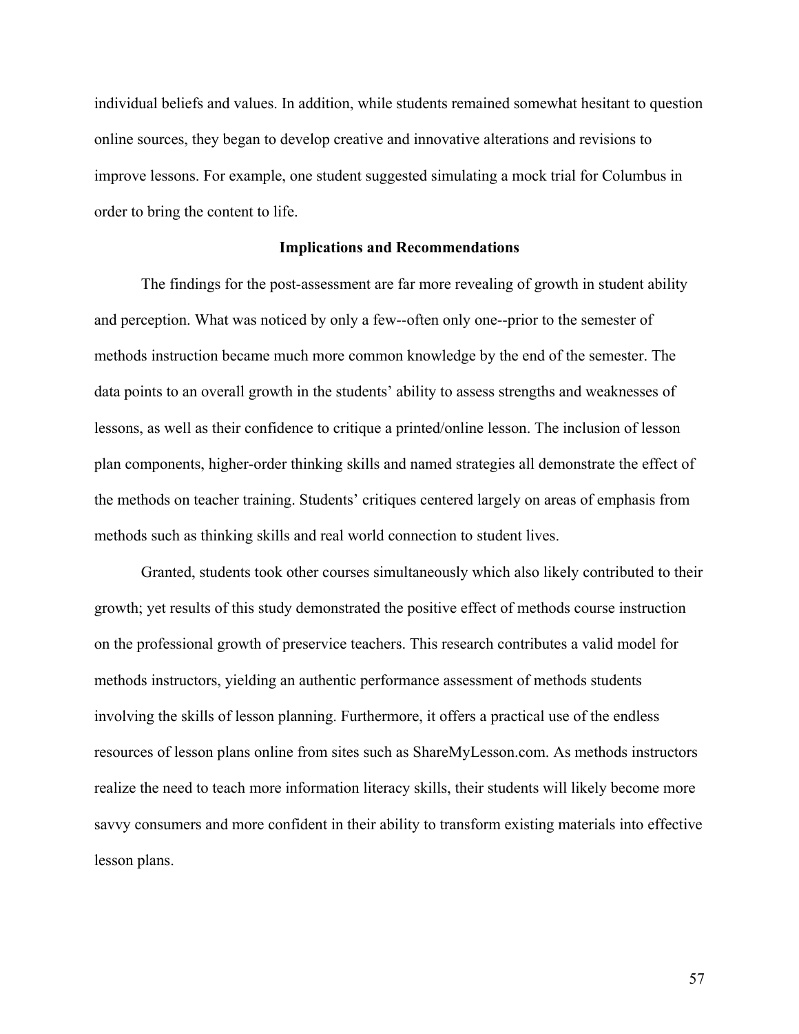individual beliefs and values. In addition, while students remained somewhat hesitant to question online sources, they began to develop creative and innovative alterations and revisions to improve lessons. For example, one student suggested simulating a mock trial for Columbus in order to bring the content to life.

## Implications and Recommendations

The findings for the post-assessment are far more revealing of growth in student ability and perception. What was noticed by only a few--often only one--prior to the semester of methods instruction became much more common knowledge by the end of the semester. The data points to an overall growth in the students' ability to assess strengths and weaknesses of lessons, as well as their confidence to critique a printed/online lesson. The inclusion of lesson plan components, higher-order thinking skills and named strategies all demonstrate the effect of the methods on teacher training. Students' critiques centered largely on areas of emphasis from methods such as thinking skills and real world connection to student lives.

Granted, students took other courses simultaneously which also likely contributed to their growth; yet results of this study demonstrated the positive effect of methods course instruction on the professional growth of preservice teachers. This research contributes a valid model for methods instructors, yielding an authentic performance assessment of methods students involving the skills of lesson planning. Furthermore, it offers a practical use of the endless resources of lesson plans online from sites such as ShareMyLesson.com. As methods instructors realize the need to teach more information literacy skills, their students will likely become more savvy consumers and more confident in their ability to transform existing materials into effective lesson plans.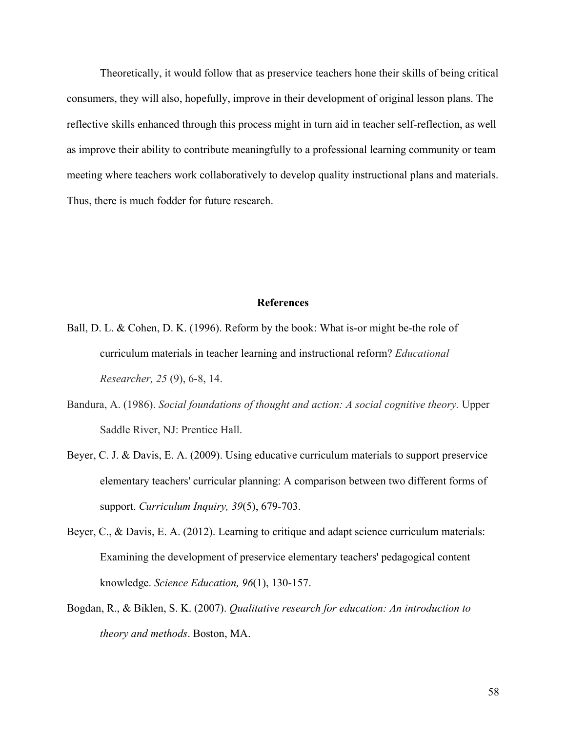Theoretically, it would follow that as preservice teachers hone their skills of being critical consumers, they will also, hopefully, improve in their development of original lesson plans. The reflective skills enhanced through this process might in turn aid in teacher self-reflection, as well as improve their ability to contribute meaningfully to a professional learning community or team meeting where teachers work collaboratively to develop quality instructional plans and materials. Thus, there is much fodder for future research.

## References

Ball, D. L. & Cohen, D. K. (1996). Reform by the book: What is-or might be-the role of curriculum materials in teacher learning and instructional reform? *Educational Researcher, 25* (9), 6-8, 14.

Bandura, A. (1986). *Social foundations of thought and action: A social cognitive theory.* Upper Saddle River, NJ: Prentice Hall.

Beyer, C. J. & Davis, E. A. (2009). Using educative curriculum materials to support preservice elementary teachers' curricular planning: A comparison between two different forms of support. *Curriculum Inquiry, 39*(5), 679-703.

Beyer, C., & Davis, E. A. (2012). Learning to critique and adapt science curriculum materials: Examining the development of preservice elementary teachers' pedagogical content knowledge. *Science Education, 96*(1), 130-157.

Bogdan, R., & Biklen, S. K. (2007). *Qualitative research for education: An introduction to theory and methods*. Boston, MA.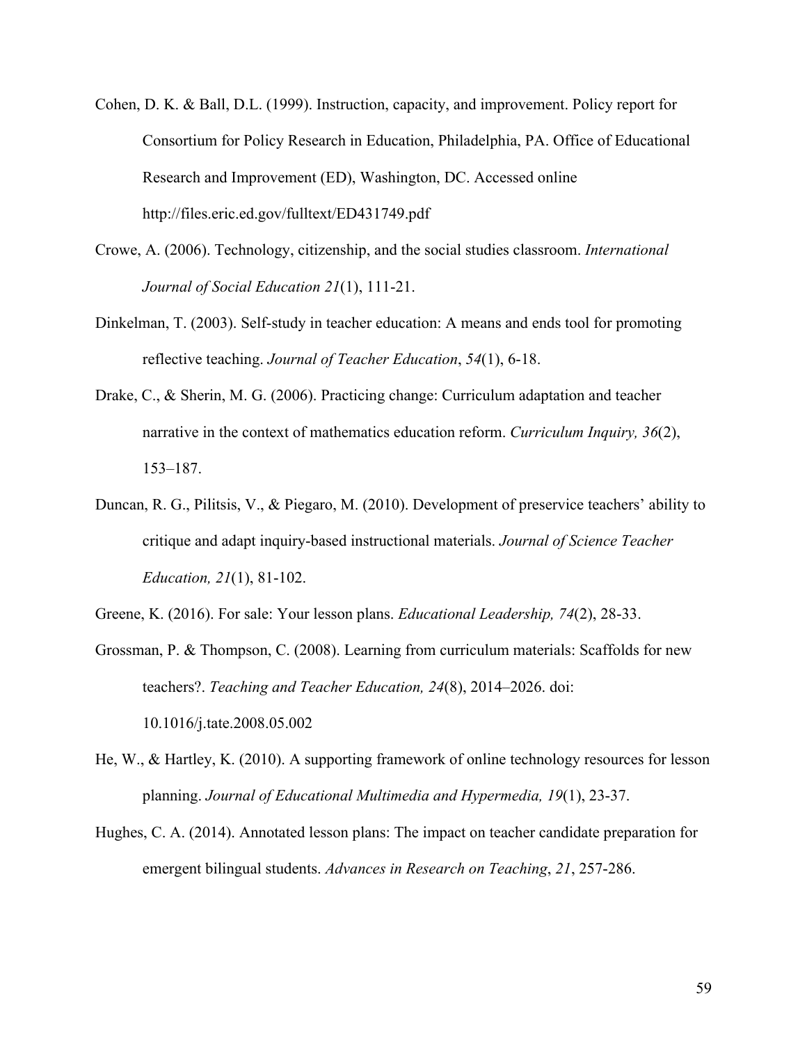Cohen, D. K. & Ball, D.L. (1999). Instruction, capacity, and improvement. Policy report for Consortium for Policy Research in Education, Philadelphia, PA. Office of Educational Research and Improvement (ED), Washington, DC. Accessed online http://files.eric.ed.gov/fulltext/ED431749.pdf

Crowe, A. (2006). Technology, citizenship, and the social studies classroom. *International Journal of Social Education 21*(1), 111-21.

Dinkelman, T. (2003). Self-study in teacher education: A means and ends tool for promoting reflective teaching. *Journal of Teacher Education*, *54*(1), 6-18.

Drake, C., & Sherin, M. G. (2006). Practicing change: Curriculum adaptation and teacher narrative in the context of mathematics education reform. *Curriculum Inquiry, 36*(2), 153–187.

Duncan, R. G., Pilitsis, V., & Piegaro, M. (2010). Development of preservice teachers' ability to critique and adapt inquiry-based instructional materials. *Journal of Science Teacher Education, 21*(1), 81-102.

Greene, K. (2016). For sale: Your lesson plans. *Educational Leadership, 74*(2), 28-33.

Grossman, P. & Thompson, C. (2008). Learning from curriculum materials: Scaffolds for new teachers?. *Teaching and Teacher Education, 24*(8), 2014–2026. doi: 10.1016/j.tate.2008.05.002

He, W., & Hartley, K. (2010). A supporting framework of online technology resources for lesson planning. *Journal of Educational Multimedia and Hypermedia, 19*(1), 23-37.

Hughes, C. A. (2014). Annotated lesson plans: The impact on teacher candidate preparation for emergent bilingual students. *Advances in Research on Teaching*, *21*, 257-286.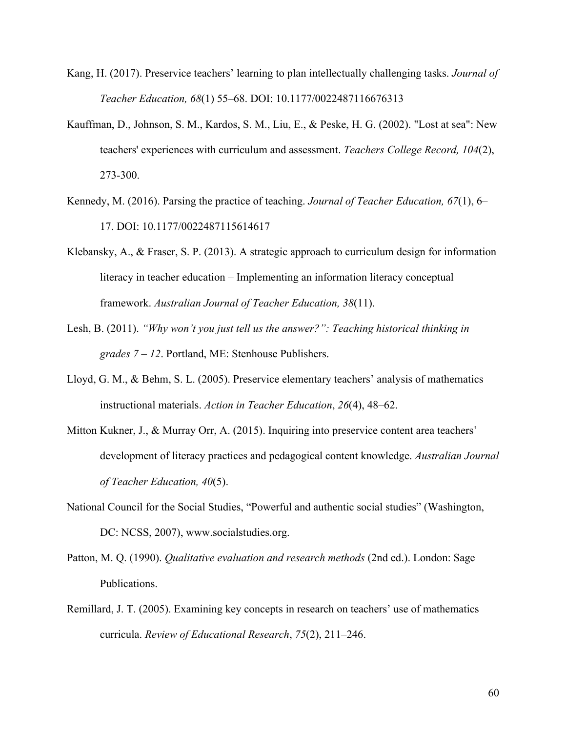Kang, H. (2017). Preservice teachers' learning to plan intellectually challenging tasks. *Journal of Teacher Education, 68*(1) 55–68. DOI: 10.1177/0022487116676313

Kauffman, D., Johnson, S. M., Kardos, S. M., Liu, E., & Peske, H. G. (2002). "Lost at sea": New teachers' experiences with curriculum and assessment. *Teachers College Record, 104*(2), 273-300.

Kennedy, M. (2016). Parsing the practice of teaching. *Journal of Teacher Education, 67*(1), 6–17. DOI: 10.1177/0022487115614617

Klebansky, A., & Fraser, S. P. (2013). A strategic approach to curriculum design for information literacy in teacher education – Implementing an information literacy conceptual framework. *Australian Journal of Teacher Education, 38*(11).

Lesh, B. (2011). *"Why won't you just tell us the answer?": Teaching historical thinking in grades 7 – 12*. Portland, ME: Stenhouse Publishers.

Lloyd, G. M., & Behm, S. L. (2005). Preservice elementary teachers' analysis of mathematics instructional materials. *Action in Teacher Education*, *26*(4), 48–62.

Mitton Kukner, J., & Murray Orr, A. (2015). Inquiring into preservice content area teachers' development of literacy practices and pedagogical content knowledge. *Australian Journal of Teacher Education, 40*(5).

National Council for the Social Studies, "Powerful and authentic social studies" (Washington, DC: NCSS, 2007), www.socialstudies.org.

Patton, M. Q. (1990). *Qualitative evaluation and research methods* (2nd ed.). London: Sage Publications.

Remillard, J. T. (2005). Examining key concepts in research on teachers' use of mathematics curricula. *Review of Educational Research*, *75*(2), 211–246.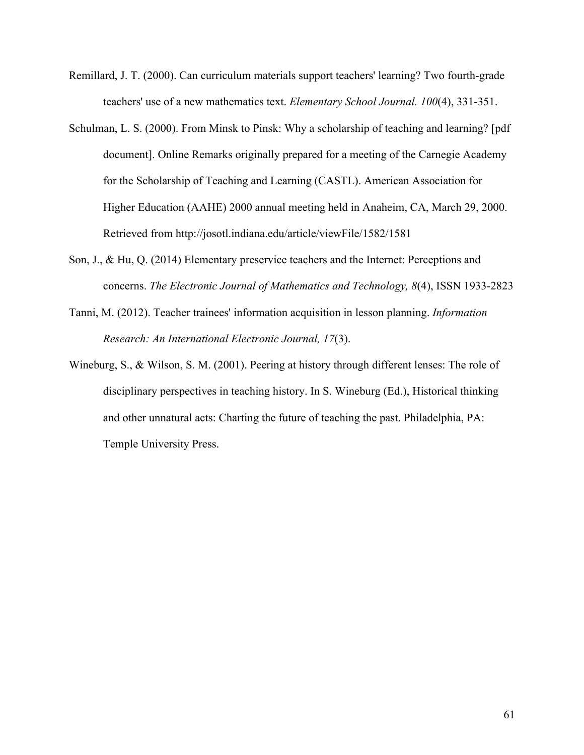Remillard, J. T. (2000). Can curriculum materials support teachers' learning? Two fourth-grade teachers' use of a new mathematics text. *Elementary School Journal. 100*(4), 331-351.

Schulman, L. S. (2000). From Minsk to Pinsk: Why a scholarship of teaching and learning? [pdf document]. Online Remarks originally prepared for a meeting of the Carnegie Academy for the Scholarship of Teaching and Learning (CASTL). American Association for Higher Education (AAHE) 2000 annual meeting held in Anaheim, CA, March 29, 2000. Retrieved from http://josotl.indiana.edu/article/viewFile/1582/1581

Son, J., & Hu, Q. (2014) Elementary preservice teachers and the Internet: Perceptions and concerns. *The Electronic Journal of Mathematics and Technology, 8*(4), ISSN 1933-2823

Tanni, M. (2012). Teacher trainees' information acquisition in lesson planning. *Information Research: An International Electronic Journal, 17*(3).

Wineburg, S., & Wilson, S. M. (2001). Peering at history through different lenses: The role of disciplinary perspectives in teaching history. In S. Wineburg (Ed.), Historical thinking and other unnatural acts: Charting the future of teaching the past. Philadelphia, PA: Temple University Press.